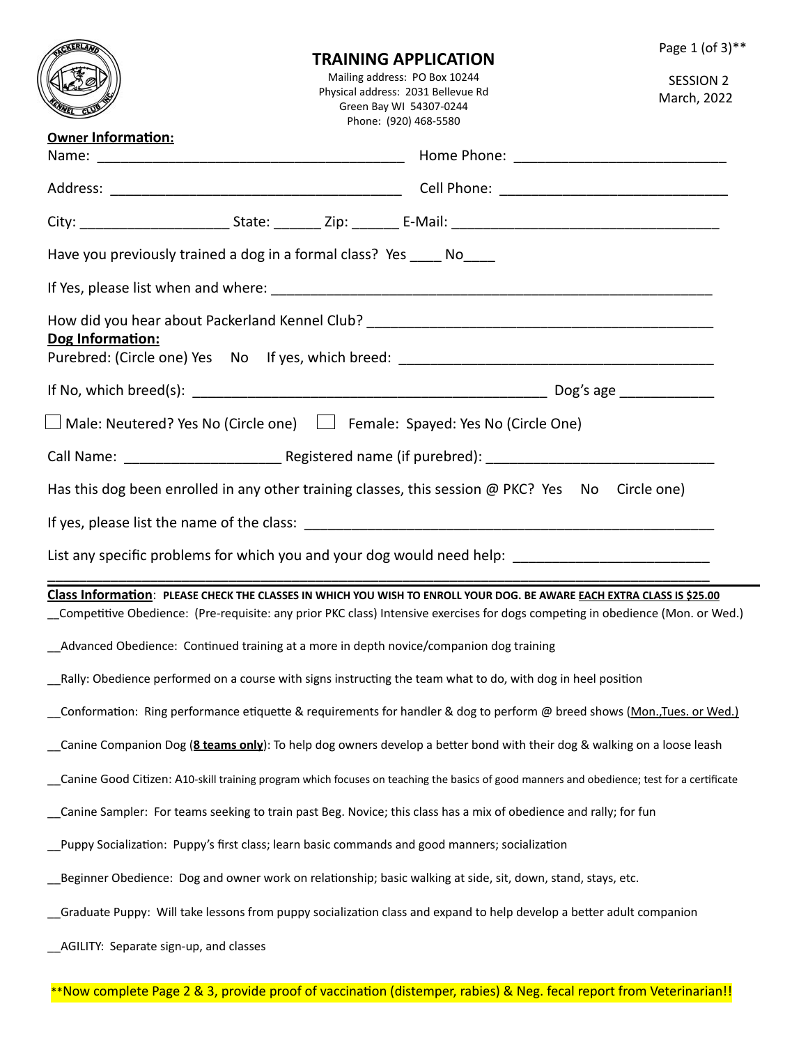# TRAINING APPLICATION

Mailing address: PO Box 10244
Physical address: 2031 Bellevue Rd
Green Bay WI 54307-0244
Phone: (920) 468-5580

Page 1 (of 3)**

SESSION 2
March, 2022

**Owner Information:**

Name: _______________________________________ Home Phone: ___________________________

Address: _____________________________________ Cell Phone: _____________________________

City: ___________________ State: ______ Zip: ______ E-Mail: ___________________________________

Have you previously trained a dog in a formal class? Yes ____ No____

If Yes, please list when and where: _________________________________________________________

How did you hear about Packerland Kennel Club? ____________________________________________

**Dog Information:**

Purebred: (Circle one) Yes No If yes, which breed: ____________________________________________

If No, which breed(s): _____________________________________________ Dog's age ____________

☐ Male: Neutered? Yes No (Circle one) ☐ Female: Spayed: Yes No (Circle One)

Call Name: ___________________ Registered name (if purebred): _____________________________

Has this dog been enrolled in any other training classes, this session @ PKC? Yes No Circle one)

If yes, please list the name of the class: ___________________________________________________

List any specific problems for which you and your dog would need help: ________________________

_____________________________________________________________________________________

**Class Information**: **PLEASE CHECK THE CLASSES IN WHICH YOU WISH TO ENROLL YOUR DOG. BE AWARE EACH EXTRA CLASS IS $25.00**

__Competitive Obedience: (Pre-requisite: any prior PKC class) Intensive exercises for dogs competing in obedience (Mon. or Wed.)

__Advanced Obedience: Continued training at a more in depth novice/companion dog training

__Rally: Obedience performed on a course with signs instructing the team what to do, with dog in heel position

__Conformation: Ring performance etiquette & requirements for handler & dog to perform @ breed shows (Mon.,Tues. or Wed.)

__Canine Companion Dog (**8 teams only**): To help dog owners develop a better bond with their dog & walking on a loose leash

__Canine Good Citizen: A10-skill training program which focuses on teaching the basics of good manners and obedience; test for a certificate

__Canine Sampler: For teams seeking to train past Beg. Novice; this class has a mix of obedience and rally; for fun

__Puppy Socialization: Puppy's first class; learn basic commands and good manners; socialization

__Beginner Obedience: Dog and owner work on relationship; basic walking at side, sit, down, stand, stays, etc.

__Graduate Puppy: Will take lessons from puppy socialization class and expand to help develop a better adult companion

__AGILITY: Separate sign-up, and classes

**Now complete Page 2 & 3, provide proof of vaccination (distemper, rabies) & Neg. fecal report from Veterinarian!!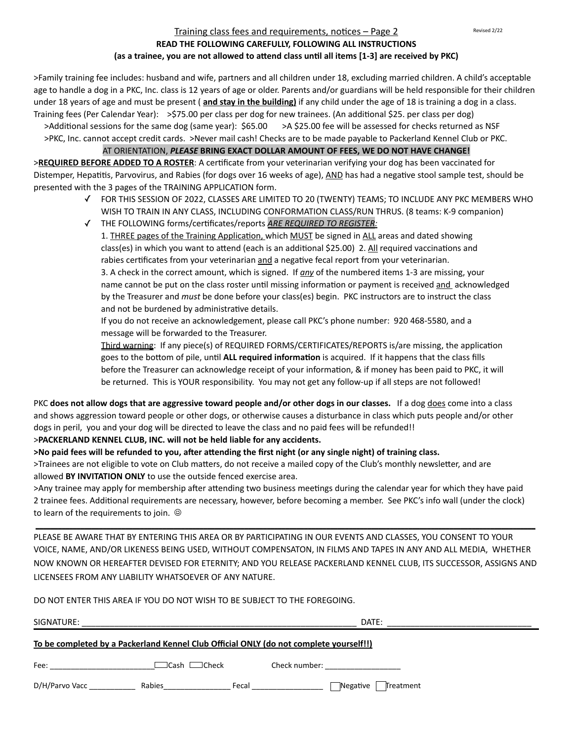Training class fees and requirements, notices – Page 2

Revised 2/22

**READ THE FOLLOWING CAREFULLY, FOLLOWING ALL INSTRUCTIONS**
**(as a trainee, you are not allowed to attend class until all items [1-3] are received by PKC)**

>Family training fee includes: husband and wife, partners and all children under 18, excluding married children. A child's acceptable age to handle a dog in a PKC, Inc. class is 12 years of age or older. Parents and/or guardians will be held responsible for their children under 18 years of age and must be present ( **and stay in the building)** if any child under the age of 18 is training a dog in a class. Training fees (Per Calendar Year): >$75.00 per class per dog for new trainees. (An additional $25. per class per dog)
>Additional sessions for the same dog (same year): $65.00 >A $25.00 fee will be assessed for checks returned as NSF
>PKC, Inc. cannot accept credit cards. >Never mail cash! Checks are to be made payable to Packerland Kennel Club or PKC.

AT ORIENTATION, ***PLEASE*** **BRING EXACT DOLLAR AMOUNT OF FEES, WE DO NOT HAVE CHANGE!**

>**REQUIRED BEFORE ADDED TO A ROSTER**: A certificate from your veterinarian verifying your dog has been vaccinated for Distemper, Hepatitis, Parvovirus, and Rabies (for dogs over 16 weeks of age), AND has had a negative stool sample test, should be presented with the 3 pages of the TRAINING APPLICATION form.

- ✓ FOR THIS SESSION OF 2022, CLASSES ARE LIMITED TO 20 (TWENTY) TEAMS; TO INCLUDE ANY PKC MEMBERS WHO WISH TO TRAIN IN ANY CLASS, INCLUDING CONFORMATION CLASS/RUN THRUS. (8 teams: K-9 companion)
- ✓ THE FOLLOWING forms/certificates/reports *ARE REQUIRED TO REGISTER:*
  1. THREE pages of the Training Application, which MUST be signed in ALL areas and dated showing class(es) in which you want to attend (each is an additional $25.00) 2. All required vaccinations and rabies certificates from your veterinarian and a negative fecal report from your veterinarian.
  3. A check in the correct amount, which is signed. If *any* of the numbered items 1-3 are missing, your name cannot be put on the class roster until missing information or payment is received and acknowledged by the Treasurer and *must* be done before your class(es) begin. PKC instructors are to instruct the class and not be burdened by administrative details.
  If you do not receive an acknowledgement, please call PKC's phone number: 920 468-5580, and a message will be forwarded to the Treasurer.
  Third warning: If any piece(s) of REQUIRED FORMS/CERTIFICATES/REPORTS is/are missing, the application goes to the bottom of pile, until **ALL required information** is acquired. If it happens that the class fills before the Treasurer can acknowledge receipt of your information, & if money has been paid to PKC, it will be returned. This is YOUR responsibility. You may not get any follow-up if all steps are not followed!

PKC **does not allow dogs that are aggressive toward people and/or other dogs in our classes.** If a dog does come into a class and shows aggression toward people or other dogs, or otherwise causes a disturbance in class which puts people and/or other dogs in peril, you and your dog will be directed to leave the class and no paid fees will be refunded!!

>**PACKERLAND KENNEL CLUB, INC. will not be held liable for any accidents.**

**>No paid fees will be refunded to you, after attending the first night (or any single night) of training class.**

>Trainees are not eligible to vote on Club matters, do not receive a mailed copy of the Club's monthly newsletter, and are allowed **BY INVITATION ONLY** to use the outside fenced exercise area.

>Any trainee may apply for membership after attending two business meetings during the calendar year for which they have paid 2 trainee fees. Additional requirements are necessary, however, before becoming a member. See PKC's info wall (under the clock) to learn of the requirements to join. ☺

---

PLEASE BE AWARE THAT BY ENTERING THIS AREA OR BY PARTICIPATING IN OUR EVENTS AND CLASSES, YOU CONSENT TO YOUR VOICE, NAME, AND/OR LIKENESS BEING USED, WITHOUT COMPENSATON, IN FILMS AND TAPES IN ANY AND ALL MEDIA, WHETHER NOW KNOWN OR HEREAFTER DEVISED FOR ETERNITY; AND YOU RELEASE PACKERLAND KENNEL CLUB, ITS SUCCESSOR, ASSIGNS AND LICENSEES FROM ANY LIABILITY WHATSOEVER OF ANY NATURE.

DO NOT ENTER THIS AREA IF YOU DO NOT WISH TO BE SUBJECT TO THE FOREGOING.

SIGNATURE: ____________________________________________ DATE: ________________________

---

**To be completed by a Packerland Kennel Club Official ONLY (do not complete yourself!!)**

Fee: ____________________ ☐Cash ☐Check Check number: ______________

D/H/Parvo Vacc __________ Rabies______________ Fecal ______________ ☐Negative ☐Treatment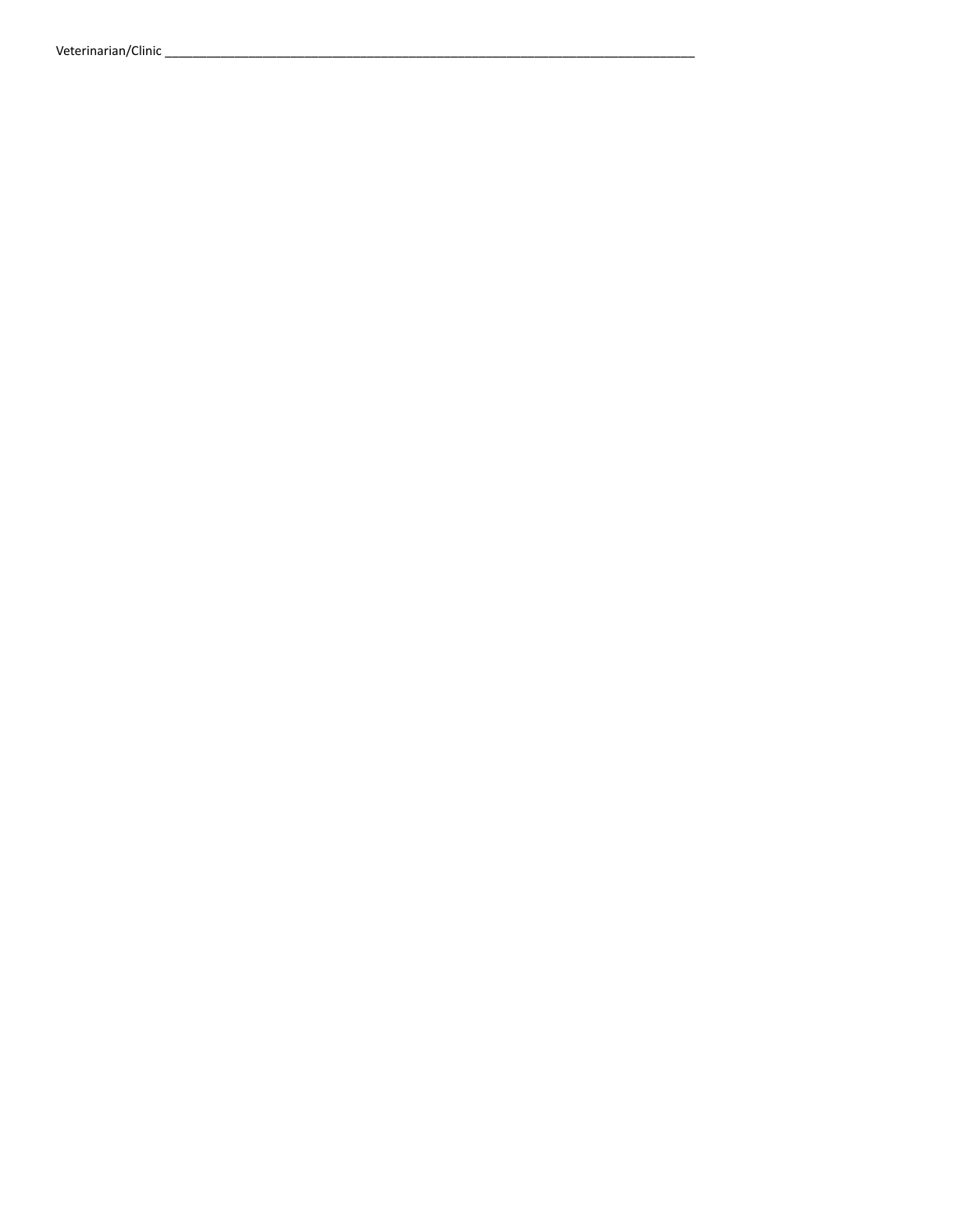Veterinarian/Clinic ___________________________________________________________________________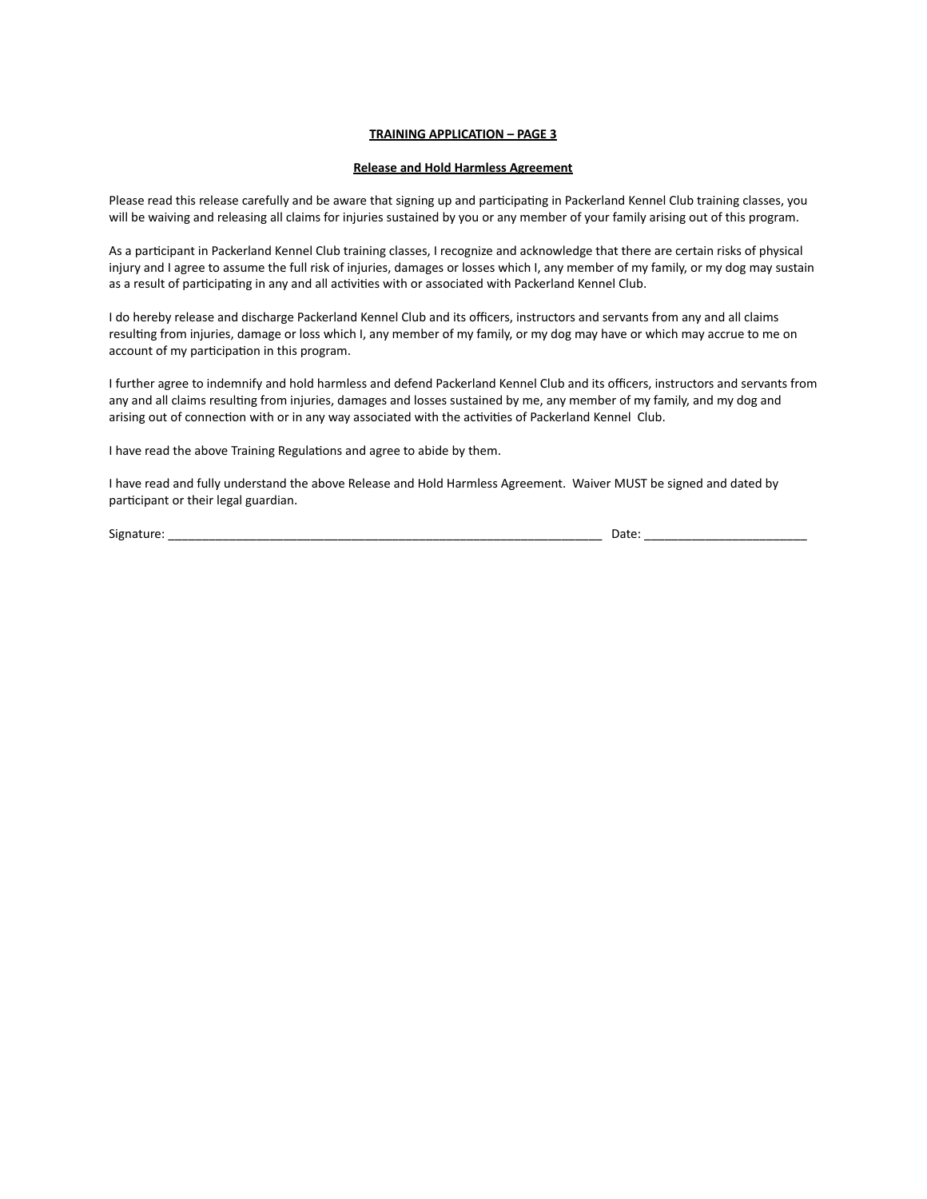**TRAINING APPLICATION – PAGE 3**

**Release and Hold Harmless Agreement**

Please read this release carefully and be aware that signing up and participating in Packerland Kennel Club training classes, you will be waiving and releasing all claims for injuries sustained by you or any member of your family arising out of this program.

As a participant in Packerland Kennel Club training classes, I recognize and acknowledge that there are certain risks of physical injury and I agree to assume the full risk of injuries, damages or losses which I, any member of my family, or my dog may sustain as a result of participating in any and all activities with or associated with Packerland Kennel Club.

I do hereby release and discharge Packerland Kennel Club and its officers, instructors and servants from any and all claims resulting from injuries, damage or loss which I, any member of my family, or my dog may have or which may accrue to me on account of my participation in this program.

I further agree to indemnify and hold harmless and defend Packerland Kennel Club and its officers, instructors and servants from any and all claims resulting from injuries, damages and losses sustained by me, any member of my family, and my dog and arising out of connection with or in any way associated with the activities of Packerland Kennel Club.

I have read the above Training Regulations and agree to abide by them.

I have read and fully understand the above Release and Hold Harmless Agreement. Waiver MUST be signed and dated by participant or their legal guardian.

Signature: ________________________________________________________________ Date: ________________________